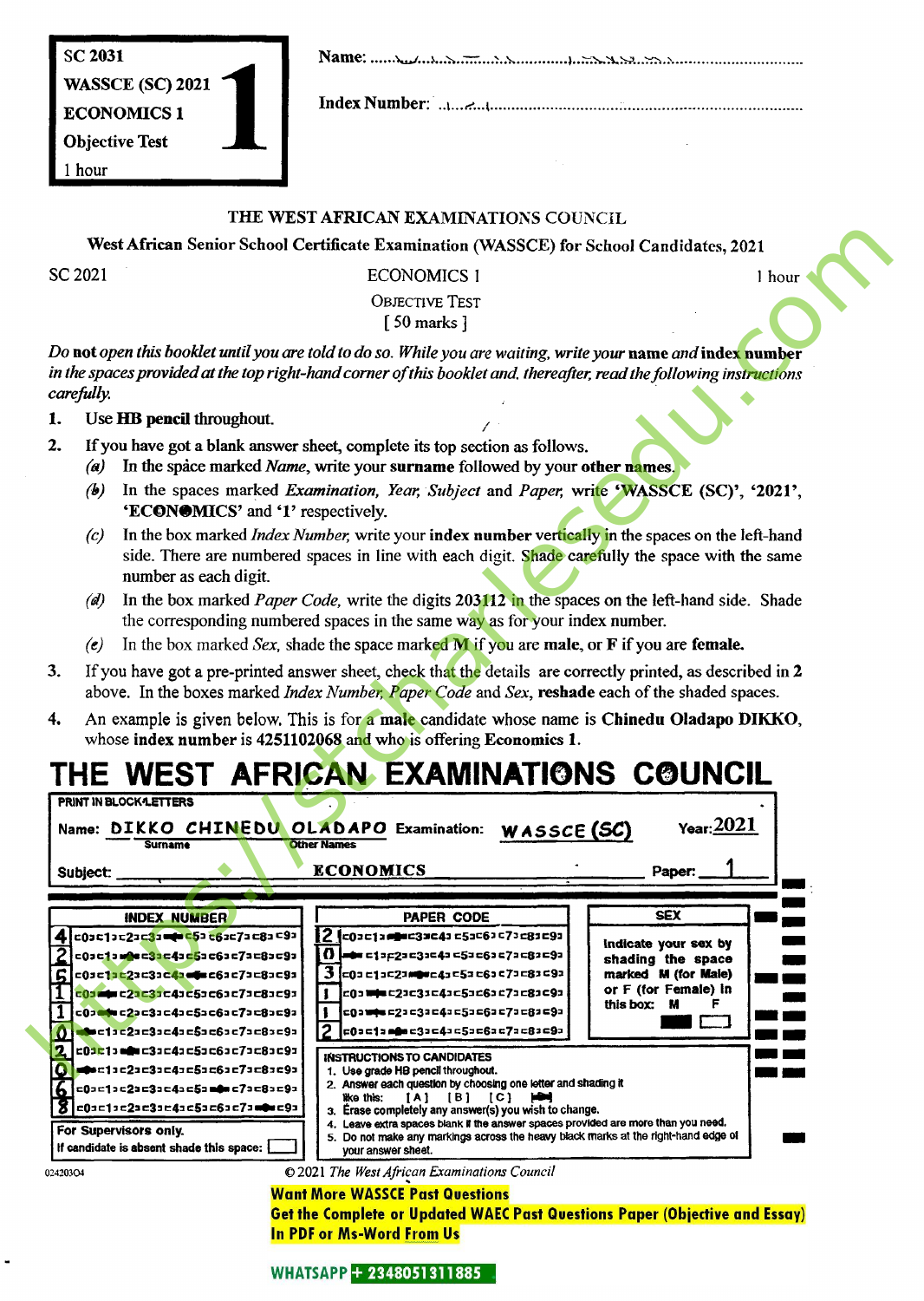| SC 2031 |
|---|
| WASSCE (SC) 2021 |
| ECONOMICS 1 |
| Objective Test |
| 1 hour |

**1**

Name: ..........................................................................

Index Number: ..........................................................................

## THE WEST AFRICAN EXAMINATIONS COUNCIL

**West African Senior School Certificate Examination (WASSCE) for School Candidates, 2021**

SC 2021 ECONOMICS 1 1 hour

OBJECTIVE TEST

[ 50 marks ]

*Do* **not** *open this booklet until you are told to do so. While you are waiting, write your* **name** *and* **index number** *in the spaces provided at the top right-hand corner of this booklet and, thereafter, read the following instructions carefully.*

1. Use **HB pencil** throughout.
2. If you have got a blank answer sheet, complete its top section as follows.
   - *(a)* In the space marked *Name*, write your **surname** followed by your **other names**.
   - *(b)* In the spaces marked *Examination, Year, Subject* and *Paper*, write **'WASSCE (SC)'**, **'2021'**, **'ECONOMICS'** and **'1'** respectively.
   - *(c)* In the box marked *Index Number*, write your **index number** vertically in the spaces on the left-hand side. There are numbered spaces in line with each digit. Shade carefully the space with the same number as each digit.
   - *(d)* In the box marked *Paper Code*, write the digits 203112 in the spaces on the left-hand side. Shade the corresponding numbered spaces in the same way as for your index number.
   - *(e)* In the box marked *Sex*, shade the space marked **M** if you are **male**, or **F** if you are **female.**
3. If you have got a pre-printed answer sheet, check that the details are correctly printed, as described in **2** above. In the boxes marked *Index Number, Paper Code* and *Sex*, **reshade** each of the shaded spaces.
4. An example is given below. This is for **a male** candidate whose name is **Chinedu Oladapo DIKKO**, whose **index number** is 4251102068 and who is offering **Economics 1.**

## THE WEST AFRICAN EXAMINATIONS COUNCIL

PRINT IN BLOCK LETTERS

Name: DIKKO (Surname) CHINEDU OLADAPO (Other Names) Examination: WASSCE (SC) Year: 2021

Subject: ECONOMICS Paper: 1

| INDEX NUMBER | PAPER CODE | SEX |
|---|---|---|
| 4 | 2 | Indicate your sex by shading the space marked M (for Male) or F (for Female) in this box: M F |
| 2 | 0 | |
| 5 | 3 | |
| 1 | 1 | |
| 1 | 1 | |
| 0 | 2 | |
| 2 | | |
| 0 | | |
| 6 | | |
| 8 | | |

INSTRUCTIONS TO CANDIDATES

1. Use grade HB pencil throughout.
2. Answer each question by choosing one letter and shading it like this: [A] [B] [C] [■]
3. Erase completely any answer(s) you wish to change.
4. Leave extra spaces blank if the answer spaces provided are more than you need.
5. Do not make any markings across the heavy black marks at the right-hand edge of your answer sheet.

For Supervisors only.
If candidate is absent shade this space: [ ]

02420304

© 2021 The West African Examinations Council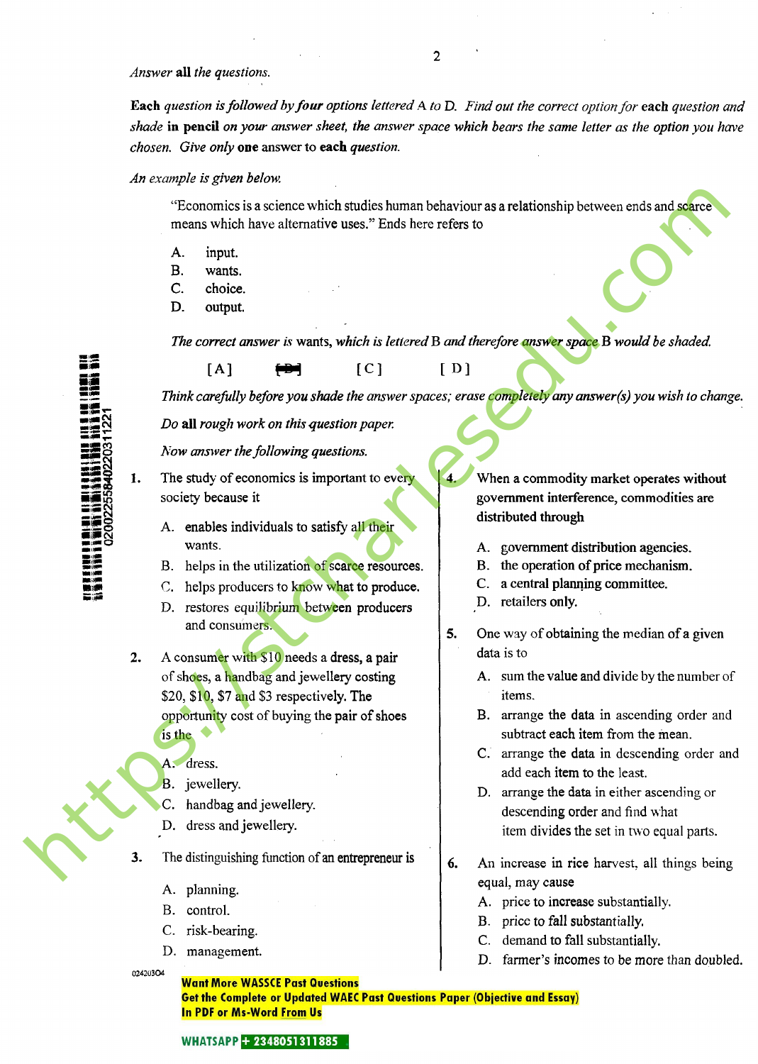*Answer* **all** *the questions.*

**Each** *question is followed by* **four** *options lettered* A *to* D. *Find out the correct option for* **each** *question and shade* **in pencil** *on your answer sheet, the answer space which bears the same letter as the option you have chosen. Give only* **one** answer *to* **each** *question.*

*An example is given below.*

"Economics is a science which studies human behaviour as a relationship between ends and scarce means which have alternative uses." Ends here refers to

A. input.
B. wants.
C. choice.
D. output.

*The correct answer is* wants, *which is lettered* B *and therefore answer space* B *would be shaded.*

[A] [B] [C] [D]

*Think carefully before you shade the answer spaces; erase completely any answer(s) you wish to change.*

*Do* **all** *rough work on this question paper.*

*Now answer the following questions.*

1. The study of economics is important to every society because it

   A. enables individuals to satisfy all their wants.
   B. helps in the utilization of scarce resources.
   C. helps producers to know what to produce.
   D. restores equilibrium between producers and consumers.

2. A consumer with $10 needs a dress, a pair of shoes, a handbag and jewellery costing $20, $10, $7 and $3 respectively. The opportunity cost of buying the pair of shoes is the

   A. dress.
   B. jewellery.
   C. handbag and jewellery.
   D. dress and jewellery.

3. The distinguishing function of an entrepreneur is

   A. planning.
   B. control.
   C. risk-bearing.
   D. management.

4. When a commodity market operates without government interference, commodities are distributed through

   A. government distribution agencies.
   B. the operation of price mechanism.
   C. a central planning committee.
   D. retailers only.

5. One way of obtaining the median of a given data is to

   A. sum the value and divide by the number of items.
   B. arrange the data in ascending order and subtract each item from the mean.
   C. arrange the data in descending order and add each item to the least.
   D. arrange the data in either ascending or descending order and find what item divides the set in two equal parts.

6. An increase in rice harvest, all things being equal, may cause

   A. price to increase substantially.
   B. price to fall substantially.
   C. demand to fall substantially.
   D. farmer's incomes to be more than doubled.

02420304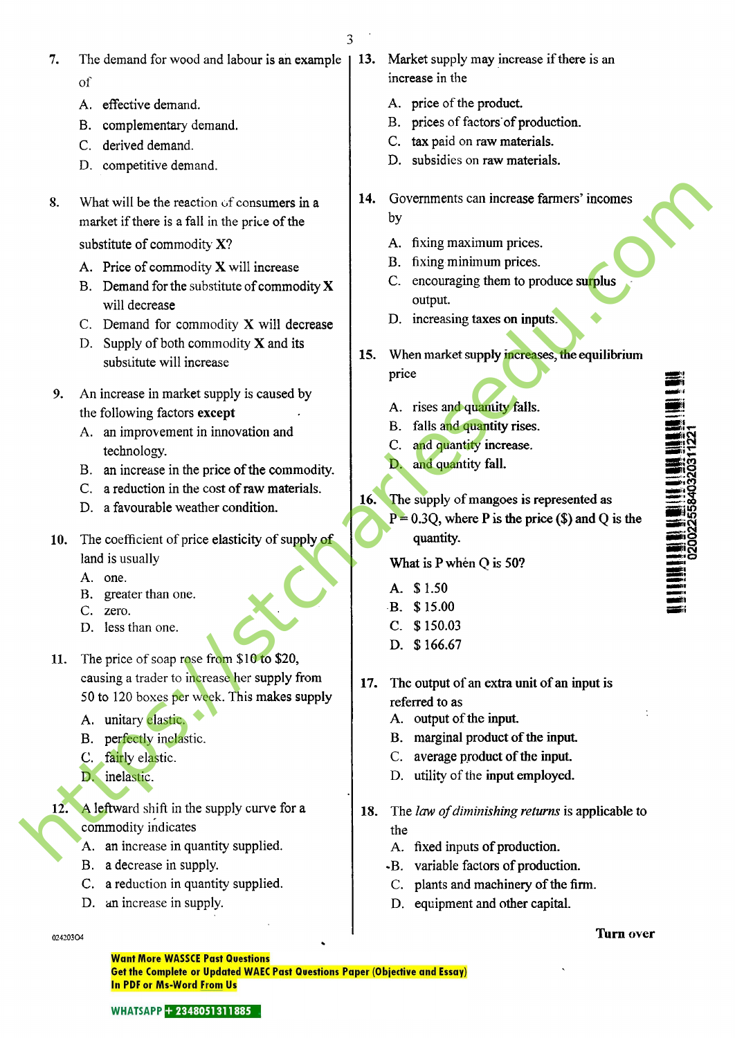7. The demand for wood and labour is an example of

   A. effective demand.
   B. complementary demand.
   C. derived demand.
   D. competitive demand.

8. What will be the reaction of consumers in a market if there is a fall in the price of the substitute of commodity **X**?

   A. Price of commodity **X** will increase
   B. Demand for the substitute of commodity **X** will decrease
   C. Demand for commodity **X** will decrease
   D. Supply of both commodity **X** and its substitute will increase

9. An increase in market supply is caused by the following factors **except**

   A. an improvement in innovation and technology.
   B. an increase in the price of the commodity.
   C. a reduction in the cost of raw materials.
   D. a favourable weather condition.

10. The coefficient of price elasticity of supply of land is usually

    A. one.
    B. greater than one.
    C. zero.
    D. less than one.

11. The price of soap rose from $10 to $20, causing a trader to increase her supply from 50 to 120 boxes per week. This makes supply

    A. unitary elastic.
    B. perfectly inelastic.
    C. fairly elastic.
    D. inelastic.

12. A leftward shift in the supply curve for a commodity indicates

    A. an increase in quantity supplied.
    B. a decrease in supply.
    C. a reduction in quantity supplied.
    D. an increase in supply.

13. Market supply may increase if there is an increase in the

    A. price of the product.
    B. prices of factors of production.
    C. tax paid on raw materials.
    D. subsidies on raw materials.

14. Governments can increase farmers' incomes by

    A. fixing maximum prices.
    B. fixing minimum prices.
    C. encouraging them to produce surplus output.
    D. increasing taxes on inputs.

15. When market supply increases, the equilibrium price

    A. rises and quantity falls.
    B. falls and quantity rises.
    C. and quantity increase.
    D. and quantity fall.

16. The supply of mangoes is represented as $P = 0.3Q$, where P is the price ($) and Q is the quantity.

    What is P when Q is 50?

    A. $ 1.50
    B. $ 15.00
    C. $ 150.03
    D. $ 166.67

17. The output of an extra unit of an input is referred to as

    A. output of the input.
    B. marginal product of the input.
    C. average product of the input.
    D. utility of the input employed.

18. The *law of diminishing returns* is applicable to the

    A. fixed inputs of production.
    B. variable factors of production.
    C. plants and machinery of the firm.
    D. equipment and other capital.

Turn over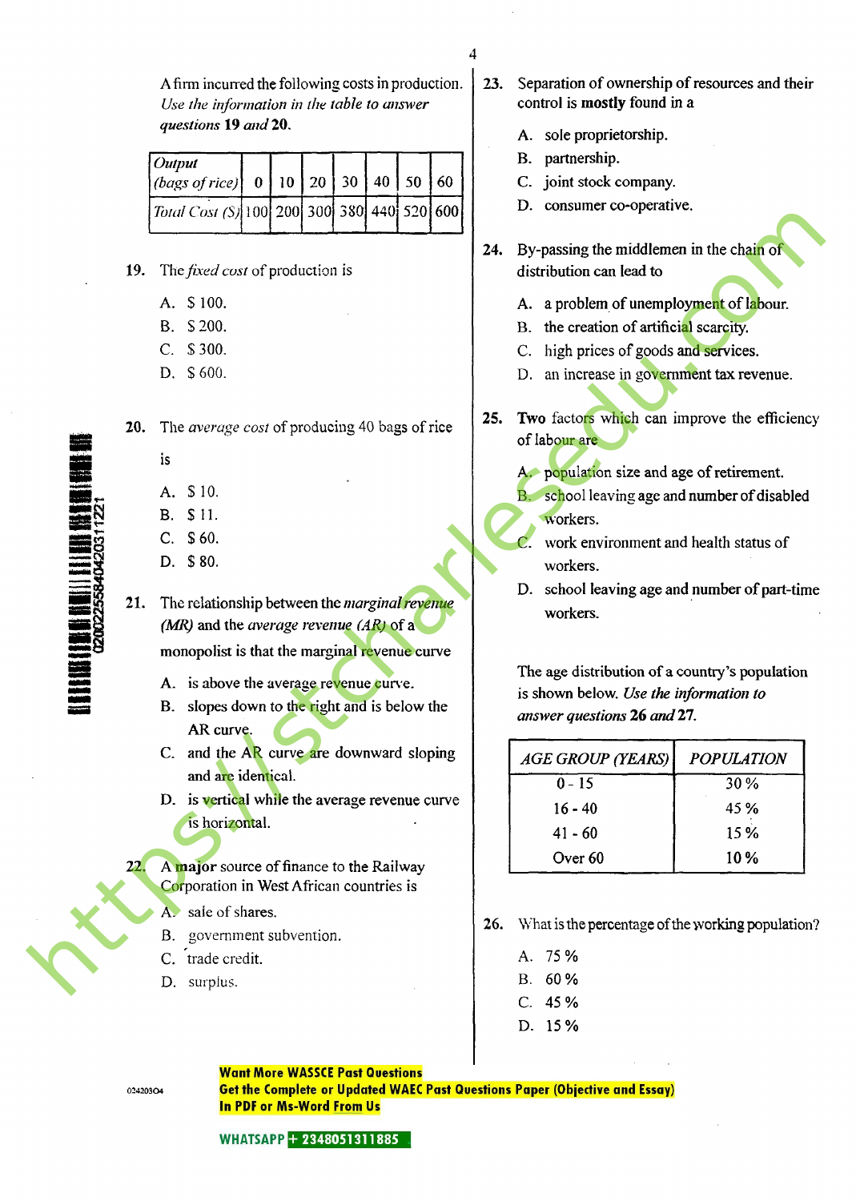A firm incurred the following costs in production. *Use the information in the table to answer questions* **19** *and* **20**.

| *Output (bags of rice)* | 0 | 10 | 20 | 30 | 40 | 50 | 60 |
|---|---|---|---|---|---|---|---|
| *Total Cost ($)* | 100 | 200 | 300 | 380 | 440 | 520 | 600 |

19. The *fixed cost* of production is

    A. $ 100.
    B. $ 200.
    C. $ 300.
    D. $ 600.

20. The *average cost* of producing 40 bags of rice is

    A. $ 10.
    B. $ 11.
    C. $ 60.
    D. $ 80.

21. The relationship between the *marginal revenue (MR)* and the *average revenue (AR)* of a monopolist is that the marginal revenue curve

    A. is above the average revenue curve.
    B. slopes down to the right and is below the AR curve.
    C. and the AR curve are downward sloping and are identical.
    D. is vertical while the average revenue curve is horizontal.

22. A **major** source of finance to the Railway Corporation in West African countries is

    A. sale of shares.
    B. government subvention.
    C. trade credit.
    D. surplus.

23. Separation of ownership of resources and their control is **mostly** found in a

    A. sole proprietorship.
    B. partnership.
    C. joint stock company.
    D. consumer co-operative.

24. By-passing the middlemen in the chain of distribution can lead to

    A. a problem of unemployment of labour.
    B. the creation of artificial scarcity.
    C. high prices of goods and services.
    D. an increase in government tax revenue.

25. **Two** factors which can improve the efficiency of labour are

    A. population size and age of retirement.
    B. school leaving age and number of disabled workers.
    C. work environment and health status of workers.
    D. school leaving age and number of part-time workers.

The age distribution of a country's population is shown below. *Use the information to answer questions* **26** *and* **27**.

| *AGE GROUP (YEARS)* | *POPULATION* |
|---|---|
| 0 - 15 | 30 % |
| 16 - 40 | 45 % |
| 41 - 60 | 15 % |
| Over 60 | 10 % |

26. What is the percentage of the working population?

    A. 75 %
    B. 60 %
    C. 45 %
    D. 15 %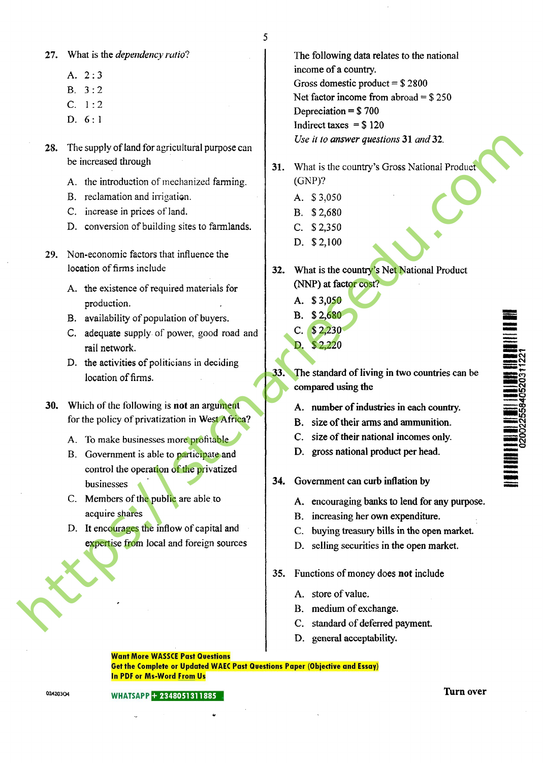27. What is the *dependency ratio*?

   A. 2 : 3
   B. 3 : 2
   C. 1 : 2
   D. 6 : 1

28. The supply of land for agricultural purpose can be increased through

   A. the introduction of mechanized farming.
   B. reclamation and irrigation.
   C. increase in prices of land.
   D. conversion of building sites to farmlands.

29. Non-economic factors that influence the location of firms include

   A. the existence of required materials for production.
   B. availability of population of buyers.
   C. adequate supply of power, good road and rail network.
   D. the activities of politicians in deciding location of firms.

30. Which of the following is **not** an argument for the policy of privatization in West Africa?

   A. To make businesses more profitable
   B. Government is able to participate and control the operation of the privatized businesses
   C. Members of the public are able to acquire shares
   D. It encourages the inflow of capital and expertise from local and foreign sources

The following data relates to the national income of a country.

Gross domestic product = $ 2800
Net factor income from abroad = $ 250
Depreciation = $ 700
Indirect taxes = $ 120

*Use it to answer questions* **31** *and* **32**.

31. What is the country's Gross National Product (GNP)?

   A. $ 3,050
   B. $ 2,680
   C. $ 2,350
   D. $ 2,100

32. What is the country's Net National Product (NNP) at factor cost?

   A. $ 3,050
   B. $ 2,680
   C. $ 2,230
   D. $ 2,220

33. The standard of living in two countries can be compared using the

   A. number of industries in each country.
   B. size of their arms and ammunition.
   C. size of their national incomes only.
   D. gross national product per head.

34. Government can curb inflation by

   A. encouraging banks to lend for any purpose.
   B. increasing her own expenditure.
   C. buying treasury bills in the open market.
   D. selling securities in the open market.

35. Functions of money does **not** include

   A. store of value.
   B. medium of exchange.
   C. standard of deferred payment.
   D. general acceptability.

Turn over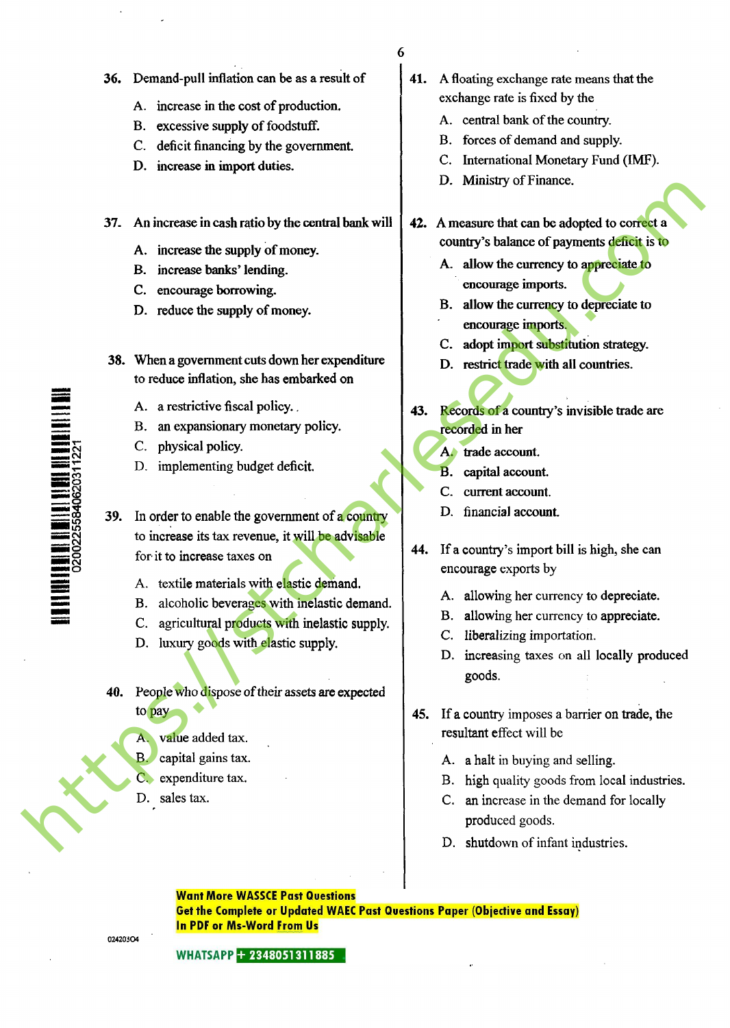36. Demand-pull inflation can be as a result of

    A. increase in the cost of production.
    B. excessive supply of foodstuff.
    C. deficit financing by the government.
    D. increase in import duties.

37. An increase in cash ratio by the central bank will

    A. increase the supply of money.
    B. increase banks' lending.
    C. encourage borrowing.
    D. reduce the supply of money.

38. When a government cuts down her expenditure to reduce inflation, she has embarked on

    A. a restrictive fiscal policy.
    B. an expansionary monetary policy.
    C. physical policy.
    D. implementing budget deficit.

39. In order to enable the government of a country to increase its tax revenue, it will be advisable for it to increase taxes on

    A. textile materials with elastic demand.
    B. alcoholic beverages with inelastic demand.
    C. agricultural products with inelastic supply.
    D. luxury goods with elastic supply.

40. People who dispose of their assets are expected to pay

    A. value added tax.
    B. capital gains tax.
    C. expenditure tax.
    D. sales tax.

41. A floating exchange rate means that the exchange rate is fixed by the

    A. central bank of the country.
    B. forces of demand and supply.
    C. International Monetary Fund (IMF).
    D. Ministry of Finance.

42. A measure that can be adopted to correct a country's balance of payments deficit is to

    A. allow the currency to appreciate to encourage imports.
    B. allow the currency to depreciate to encourage imports.
    C. adopt import substitution strategy.
    D. restrict trade with all countries.

43. Records of a country's invisible trade are recorded in her

    A. trade account.
    B. capital account.
    C. current account.
    D. financial account.

44. If a country's import bill is high, she can encourage exports by

    A. allowing her currency to depreciate.
    B. allowing her currency to appreciate.
    C. liberalizing importation.
    D. increasing taxes on all locally produced goods.

45. If a country imposes a barrier on trade, the resultant effect will be

    A. a halt in buying and selling.
    B. high quality goods from local industries.
    C. an increase in the demand for locally produced goods.
    D. shutdown of infant industries.

**Want More WASSCE Past Questions**
**Get the Complete or Updated WAEC Past Questions Paper (Objective and Essay) In PDF or Ms-Word From Us**

**WHATSAPP + 2348051311885**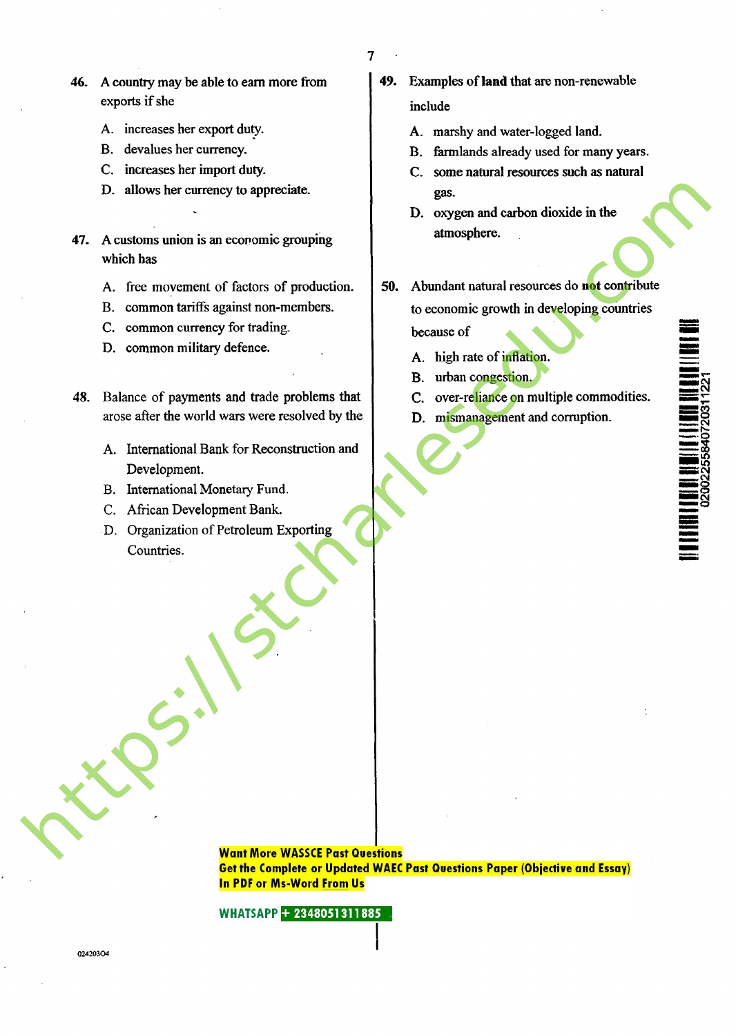46. A country may be able to earn more from exports if she

   A. increases her export duty.
   B. devalues her currency.
   C. increases her import duty.
   D. allows her currency to appreciate.

47. A customs union is an economic grouping which has

   A. free movement of factors of production.
   B. common tariffs against non-members.
   C. common currency for trading.
   D. common military defence.

48. Balance of payments and trade problems that arose after the world wars were resolved by the

   A. International Bank for Reconstruction and Development.
   B. International Monetary Fund.
   C. African Development Bank.
   D. Organization of Petroleum Exporting Countries.

49. Examples of **land** that are non-renewable include

   A. marshy and water-logged land.
   B. farmlands already used for many years.
   C. some natural resources such as natural gas.
   D. oxygen and carbon dioxide in the atmosphere.

50. Abundant natural resources do **not** contribute to economic growth in developing countries because of

   A. high rate of inflation.
   B. urban congestion.
   C. over-reliance on multiple commodities.
   D. mismanagement and corruption.

Want More WASSCE Past Questions
Get the Complete or Updated WAEC Past Questions Paper (Objective and Essay)
In PDF or Ms-Word From Us

WHATSAPP + 2348051311885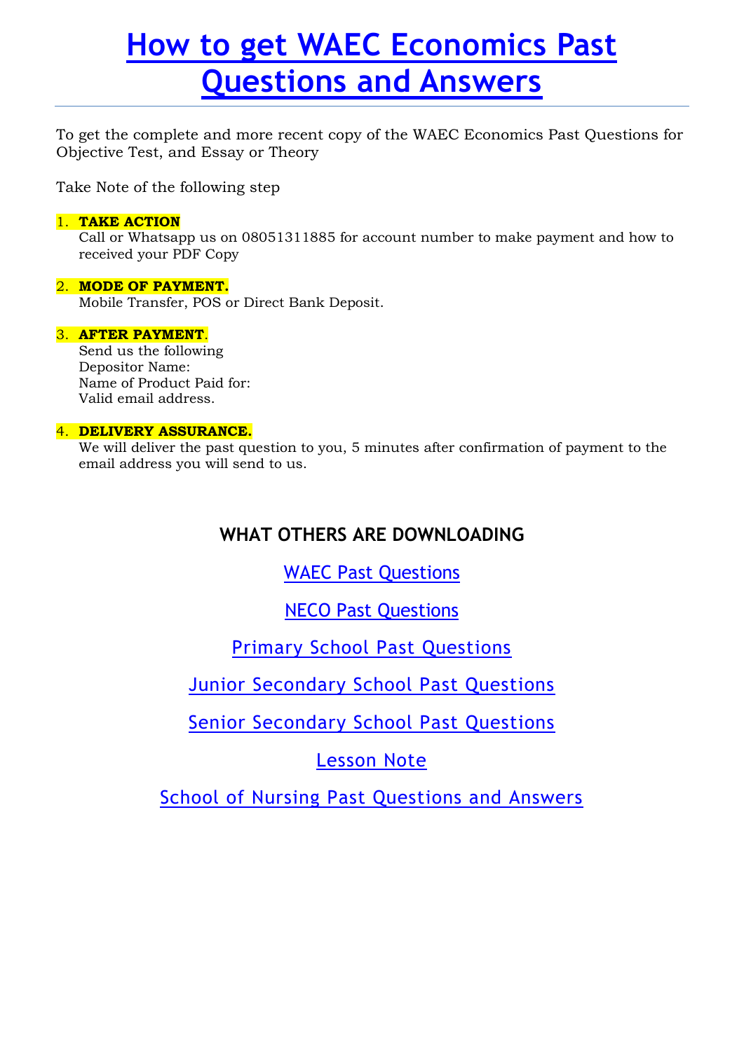# How to get WAEC Economics Past Questions and Answers

To get the complete and more recent copy of the WAEC Economics Past Questions for Objective Test, and Essay or Theory

Take Note of the following step

1. **TAKE ACTION**
   Call or Whatsapp us on 08051311885 for account number to make payment and how to received your PDF Copy

2. **MODE OF PAYMENT.**
   Mobile Transfer, POS or Direct Bank Deposit.

3. **AFTER PAYMENT**.
   Send us the following
   Depositor Name:
   Name of Product Paid for:
   Valid email address.

4. **DELIVERY ASSURANCE.**
   We will deliver the past question to you, 5 minutes after confirmation of payment to the email address you will send to us.

## WHAT OTHERS ARE DOWNLOADING

WAEC Past Questions

NECO Past Questions

Primary School Past Questions

Junior Secondary School Past Questions

Senior Secondary School Past Questions

Lesson Note

School of Nursing Past Questions and Answers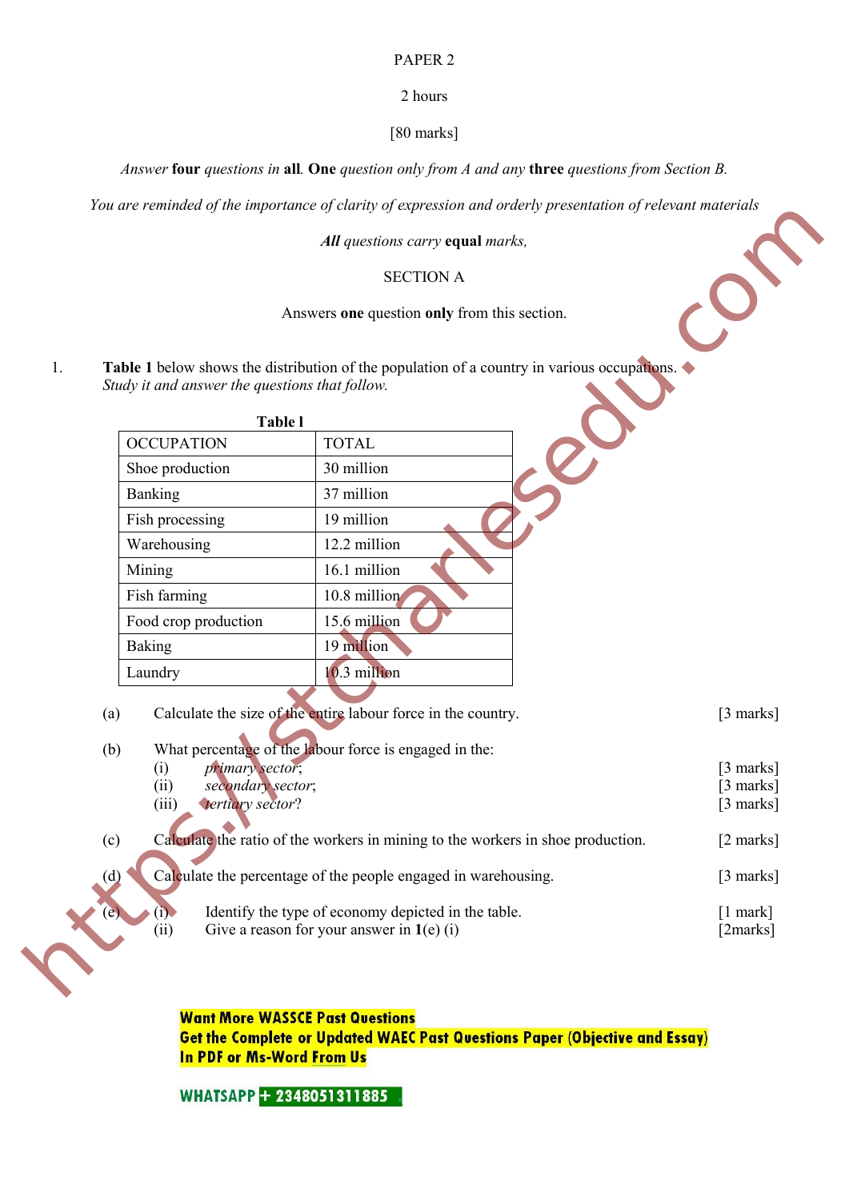PAPER 2

2 hours

[80 marks]

*Answer* **four** *questions in* **all**. **One** *question only from A and any* **three** *questions from Section B.*

*You are reminded of the importance of clarity of expression and orderly presentation of relevant materials*

***All*** *questions carry* **equal** *marks,*

SECTION A

Answers **one** question **only** from this section.

1. **Table 1** below shows the distribution of the population of a country in various occupations. *Study it and answer the questions that follow.*

**Table l**

| OCCUPATION | TOTAL |
|---|---|
| Shoe production | 30 million |
| Banking | 37 million |
| Fish processing | 19 million |
| Warehousing | 12.2 million |
| Mining | 16.1 million |
| Fish farming | 10.8 million |
| Food crop production | 15.6 million |
| Baking | 19 million |
| Laundry | 10.3 million |

(a) Calculate the size of the entire labour force in the country. [3 marks]

(b) What percentage of the labour force is engaged in the:
   (i) *primary sector*; [3 marks]
   (ii) *secondary sector*; [3 marks]
   (iii) *tertiary sector*? [3 marks]

(c) Calculate the ratio of the workers in mining to the workers in shoe production. [2 marks]

(d) Calculate the percentage of the people engaged in warehousing. [3 marks]

(e) (i) Identify the type of economy depicted in the table. [1 mark]
   (ii) Give a reason for your answer in **1**(e) (i) [2marks]

**Want More WASSCE Past Questions**
**Get the Complete or Updated WAEC Past Questions Paper (Objective and Essay)**
**In PDF or Ms-Word From Us**

**WHATSAPP + 2348051311885**